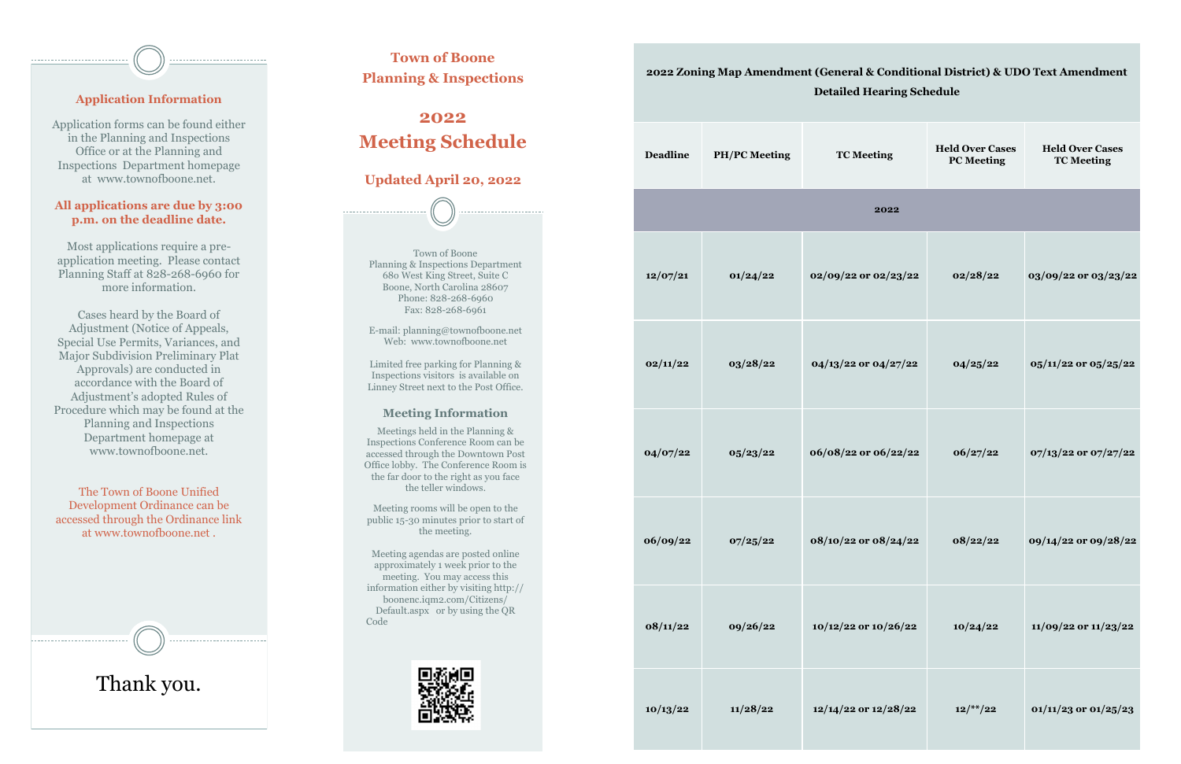## Application Information

Application forms can be found either in the Planning and Inspections Office or at the Planning and Inspections Department homepage at www.townofboone.net.

**All applications are due by 3:00 p.m. on the deadline date.**

Most applications require a pre-application meeting. Please contact Planning Staff at 828-268-6960 for more information.

Cases heard by the Board of Adjustment (Notice of Appeals, Special Use Permits, Variances, and Major Subdivision Preliminary Plat Approvals) are conducted in accordance with the Board of Adjustment's adopted Rules of Procedure which may be found at the Planning and Inspections Department homepage at www.townofboone.net.

The Town of Boone Unified Development Ordinance can be accessed through the Ordinance link at www.townofboone.net .

Thank you.

# Town of Boone Planning & Inspections

# 2022 Meeting Schedule

### Updated April 20, 2022

Town of Boone
Planning & Inspections Department
680 West King Street, Suite C
Boone, North Carolina 28607
Phone: 828-268-6960
Fax: 828-268-6961

E-mail: planning@townofboone.net
Web: www.townofboone.net

Limited free parking for Planning & Inspections visitors is available on Linney Street next to the Post Office.

## Meeting Information

Meetings held in the Planning & Inspections Conference Room can be accessed through the Downtown Post Office lobby. The Conference Room is the far door to the right as you face the teller windows.

Meeting rooms will be open to the public 15-30 minutes prior to start of the meeting.

Meeting agendas are posted online approximately 1 week prior to the meeting. You may access this information either by visiting http://boonenc.iqm2.com/Citizens/Default.aspx or by using the QR Code

## 2022 Zoning Map Amendment (General & Conditional District) & UDO Text Amendment Detailed Hearing Schedule

| Deadline | PH/PC Meeting | TC Meeting | Held Over Cases PC Meeting | Held Over Cases TC Meeting |
|---|---|---|---|---|
| **2022** | | | | |
| 12/07/21 | 01/24/22 | 02/09/22 or 02/23/22 | 02/28/22 | 03/09/22 or 03/23/22 |
| 02/11/22 | 03/28/22 | 04/13/22 or 04/27/22 | 04/25/22 | 05/11/22 or 05/25/22 |
| 04/07/22 | 05/23/22 | 06/08/22 or 06/22/22 | 06/27/22 | 07/13/22 or 07/27/22 |
| 06/09/22 | 07/25/22 | 08/10/22 or 08/24/22 | 08/22/22 | 09/14/22 or 09/28/22 |
| 08/11/22 | 09/26/22 | 10/12/22 or 10/26/22 | 10/24/22 | 11/09/22 or 11/23/22 |
| 10/13/22 | 11/28/22 | 12/14/22 or 12/28/22 | 12/**/22 | 01/11/23 or 01/25/23 |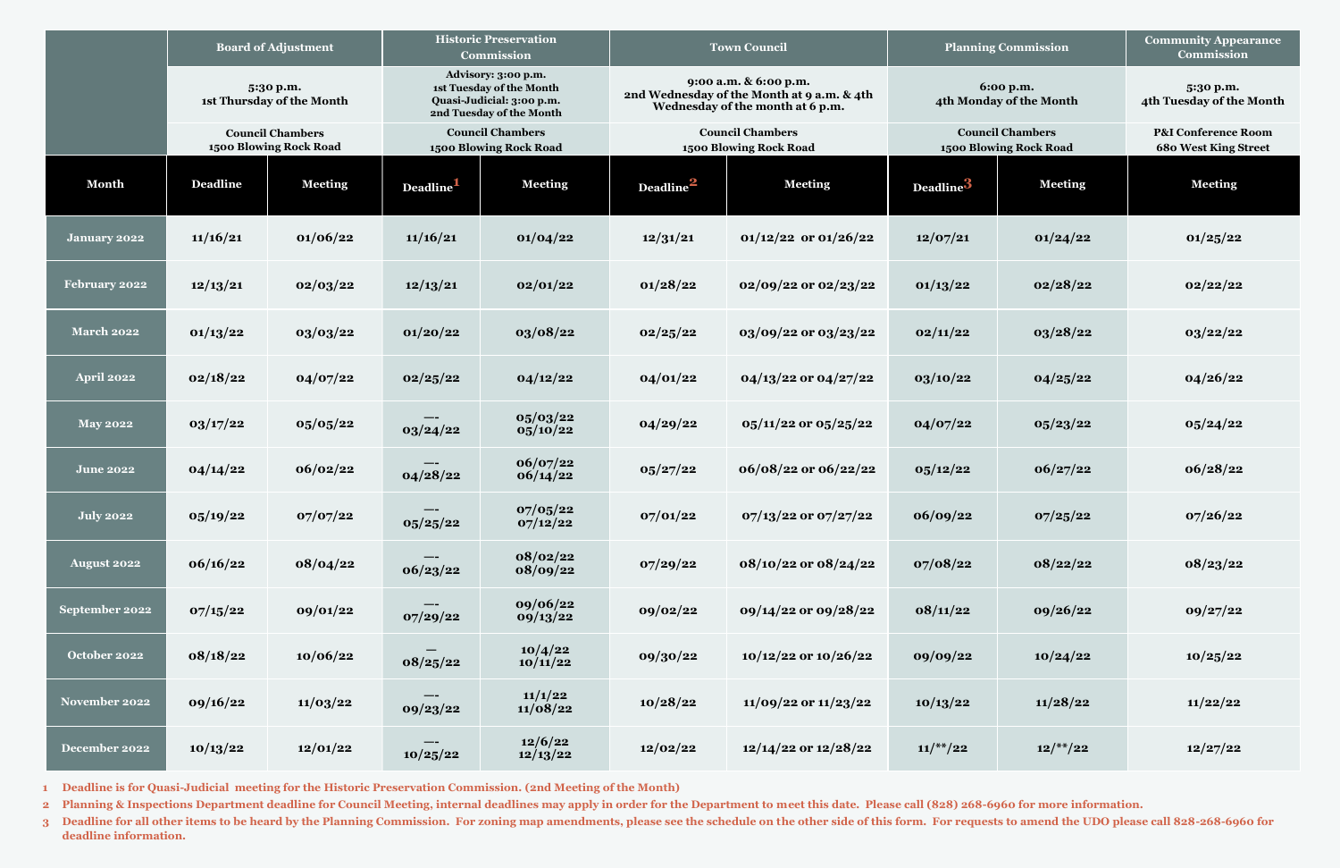| | Board of Adjustment | | Historic Preservation Commission | | Town Council | | Planning Commission | | Community Appearance Commission |
|---|---|---|---|---|---|---|---|---|---|
| | 5:30 p.m. 1st Thursday of the Month | | Advisory: 3:00 p.m. 1st Tuesday of the Month Quasi-Judicial: 3:00 p.m. 2nd Tuesday of the Month | | 9:00 a.m. & 6:00 p.m. 2nd Wednesday of the Month at 9 a.m. & 4th Wednesday of the month at 6 p.m. | | 6:00 p.m. 4th Monday of the Month | | 5:30 p.m. 4th Tuesday of the Month |
| | Council Chambers 1500 Blowing Rock Road | | Council Chambers 1500 Blowing Rock Road | | Council Chambers 1500 Blowing Rock Road | | Council Chambers 1500 Blowing Rock Road | | P&I Conference Room 680 West King Street |
| **Month** | **Deadline** | **Meeting** | **Deadline[1]** | **Meeting** | **Deadline[2]** | **Meeting** | **Deadline[3]** | **Meeting** | **Meeting** |
| January 2022 | 11/16/21 | 01/06/22 | 11/16/21 | 01/04/22 | 12/31/21 | 01/12/22 or 01/26/22 | 12/07/21 | 01/24/22 | 01/25/22 |
| February 2022 | 12/13/21 | 02/03/22 | 12/13/21 | 02/01/22 | 01/28/22 | 02/09/22 or 02/23/22 | 01/13/22 | 02/28/22 | 02/22/22 |
| March 2022 | 01/13/22 | 03/03/22 | 01/20/22 | 03/08/22 | 02/25/22 | 03/09/22 or 03/23/22 | 02/11/22 | 03/28/22 | 03/22/22 |
| April 2022 | 02/18/22 | 04/07/22 | 02/25/22 | 04/12/22 | 04/01/22 | 04/13/22 or 04/27/22 | 03/10/22 | 04/25/22 | 04/26/22 |
| May 2022 | 03/17/22 | 05/05/22 | —- 03/24/22 | 05/03/22 05/10/22 | 04/29/22 | 05/11/22 or 05/25/22 | 04/07/22 | 05/23/22 | 05/24/22 |
| June 2022 | 04/14/22 | 06/02/22 | —- 04/28/22 | 06/07/22 06/14/22 | 05/27/22 | 06/08/22 or 06/22/22 | 05/12/22 | 06/27/22 | 06/28/22 |
| July 2022 | 05/19/22 | 07/07/22 | —- 05/25/22 | 07/05/22 07/12/22 | 07/01/22 | 07/13/22 or 07/27/22 | 06/09/22 | 07/25/22 | 07/26/22 |
| August 2022 | 06/16/22 | 08/04/22 | —- 06/23/22 | 08/02/22 08/09/22 | 07/29/22 | 08/10/22 or 08/24/22 | 07/08/22 | 08/22/22 | 08/23/22 |
| September 2022 | 07/15/22 | 09/01/22 | —- 07/29/22 | 09/06/22 09/13/22 | 09/02/22 | 09/14/22 or 09/28/22 | 08/11/22 | 09/26/22 | 09/27/22 |
| October 2022 | 08/18/22 | 10/06/22 | — 08/25/22 | 10/4/22 10/11/22 | 09/30/22 | 10/12/22 or 10/26/22 | 09/09/22 | 10/24/22 | 10/25/22 |
| November 2022 | 09/16/22 | 11/03/22 | —- 09/23/22 | 11/1/22 11/08/22 | 10/28/22 | 11/09/22 or 11/23/22 | 10/13/22 | 11/28/22 | 11/22/22 |
| December 2022 | 10/13/22 | 12/01/22 | —- 10/25/22 | 12/6/22 12/13/22 | 12/02/22 | 12/14/22 or 12/28/22 | 11/**/22 | 12/**/22 | 12/27/22 |

1 Deadline is for Quasi-Judicial meeting for the Historic Preservation Commission. (2nd Meeting of the Month)

2 Planning & Inspections Department deadline for Council Meeting, internal deadlines may apply in order for the Department to meet this date. Please call (828) 268-6960 for more information.

3 Deadline for all other items to be heard by the Planning Commission. For zoning map amendments, please see the schedule on the other side of this form. For requests to amend the UDO please call 828-268-6960 for deadline information.